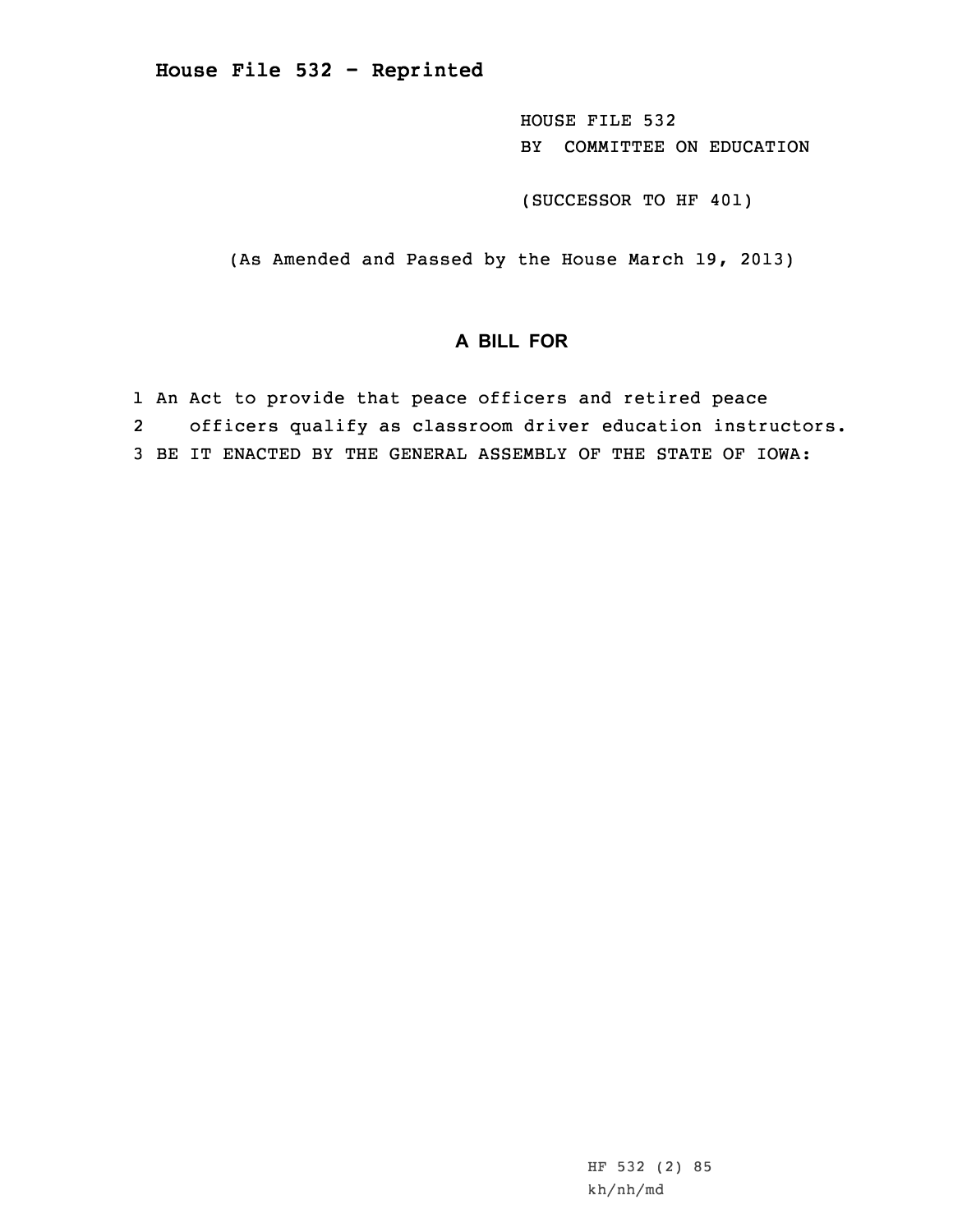**House File 532 - Reprinted**

HOUSE FILE 532
BY COMMITTEE ON EDUCATION

(SUCCESSOR TO HF 401)

(As Amended and Passed by the House March 19, 2013)

## A BILL FOR

1 An Act to provide that peace officers and retired peace
2 officers qualify as classroom driver education instructors.
3 BE IT ENACTED BY THE GENERAL ASSEMBLY OF THE STATE OF IOWA:

HF 532 (2) 85
kh/nh/md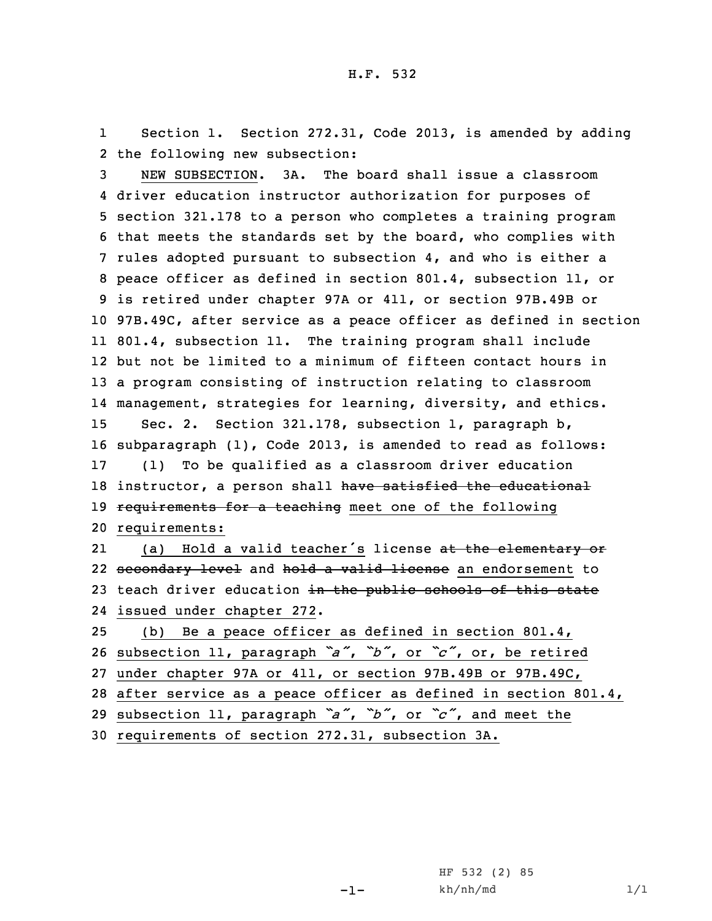Section 1. Section 272.31, Code 2013, is amended by adding the following new subsection:

NEW SUBSECTION. 3A. The board shall issue a classroom driver education instructor authorization for purposes of section 321.178 to a person who completes a training program that meets the standards set by the board, who complies with rules adopted pursuant to subsection 4, and who is either a peace officer as defined in section 801.4, subsection 11, or is retired under chapter 97A or 411, or section 97B.49B or 97B.49C, after service as a peace officer as defined in section 801.4, subsection 11. The training program shall include but not be limited to a minimum of fifteen contact hours in a program consisting of instruction relating to classroom management, strategies for learning, diversity, and ethics.

Sec. 2. Section 321.178, subsection 1, paragraph b, subparagraph (1), Code 2013, is amended to read as follows:

(1) To be qualified as a classroom driver education instructor, a person shall ~~have satisfied the educational requirements for a teaching~~ meet one of the following requirements:

(a) Hold a valid teacher's license ~~at the elementary or secondary level~~ and ~~hold a valid license~~ an endorsement to teach driver education ~~in the public schools of this state~~ issued under chapter 272.

(b) Be a peace officer as defined in section 801.4, subsection 11, paragraph *"a"*, *"b"*, or *"c"*, or, be retired under chapter 97A or 411, or section 97B.49B or 97B.49C, after service as a peace officer as defined in section 801.4, subsection 11, paragraph *"a"*, *"b"*, or *"c"*, and meet the requirements of section 272.31, subsection 3A.